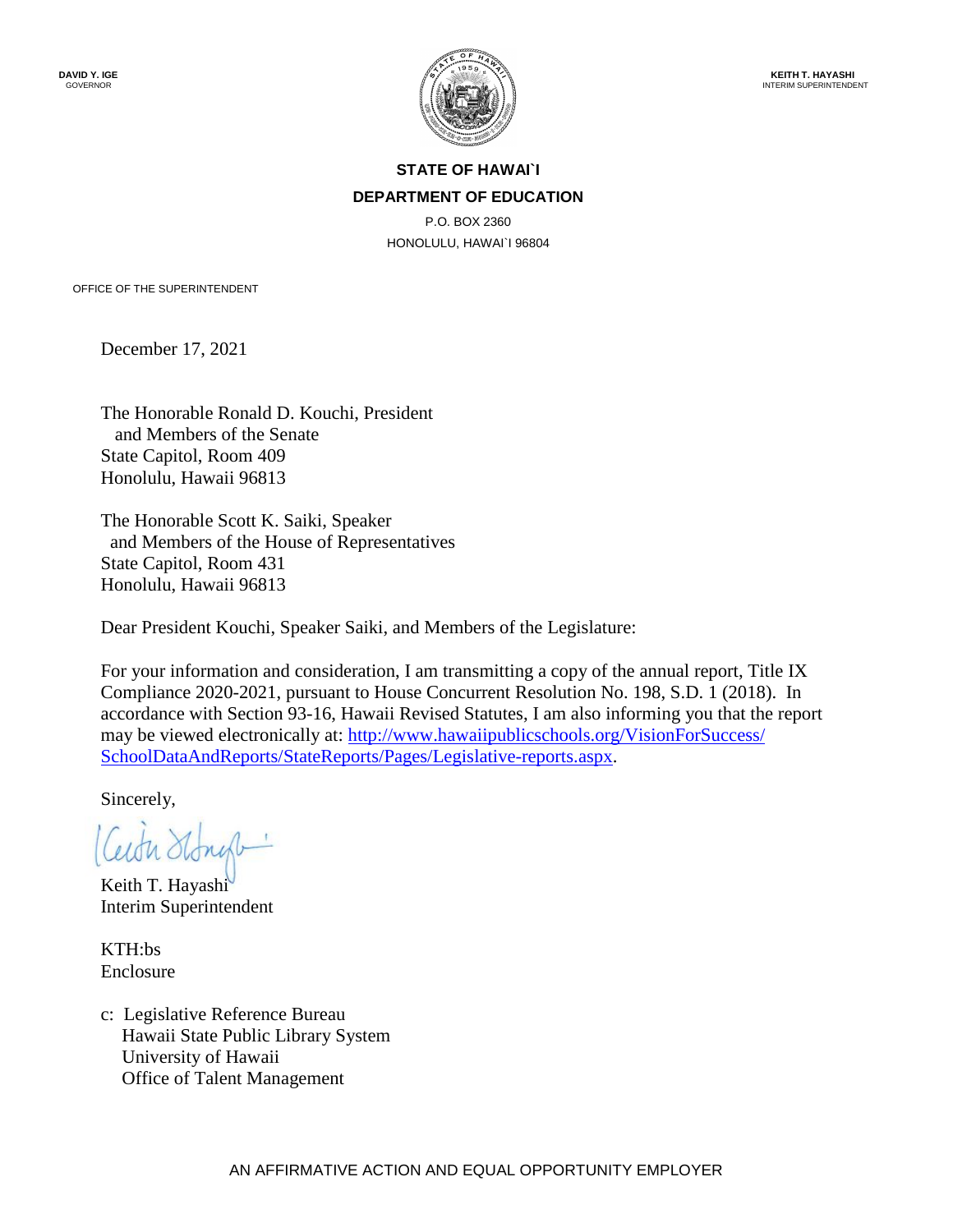**DAVID Y. IGE**
GOVERNOR

**KEITH T. HAYASHI**
INTERIM SUPERINTENDENT

**STATE OF HAWAI`I**

**DEPARTMENT OF EDUCATION**

P.O. BOX 2360
HONOLULU, HAWAI`I 96804

OFFICE OF THE SUPERINTENDENT

December 17, 2021

The Honorable Ronald D. Kouchi, President
and Members of the Senate
State Capitol, Room 409
Honolulu, Hawaii 96813

The Honorable Scott K. Saiki, Speaker
and Members of the House of Representatives
State Capitol, Room 431
Honolulu, Hawaii 96813

Dear President Kouchi, Speaker Saiki, and Members of the Legislature:

For your information and consideration, I am transmitting a copy of the annual report, Title IX Compliance 2020-2021, pursuant to House Concurrent Resolution No. 198, S.D. 1 (2018). In accordance with Section 93-16, Hawaii Revised Statutes, I am also informing you that the report may be viewed electronically at: http://www.hawaiipublicschools.org/VisionForSuccess/SchoolDataAndReports/StateReports/Pages/Legislative-reports.aspx.

Sincerely,

Keith T. Hayashi
Interim Superintendent

KTH:bs
Enclosure

c: Legislative Reference Bureau
Hawaii State Public Library System
University of Hawaii
Office of Talent Management

AN AFFIRMATIVE ACTION AND EQUAL OPPORTUNITY EMPLOYER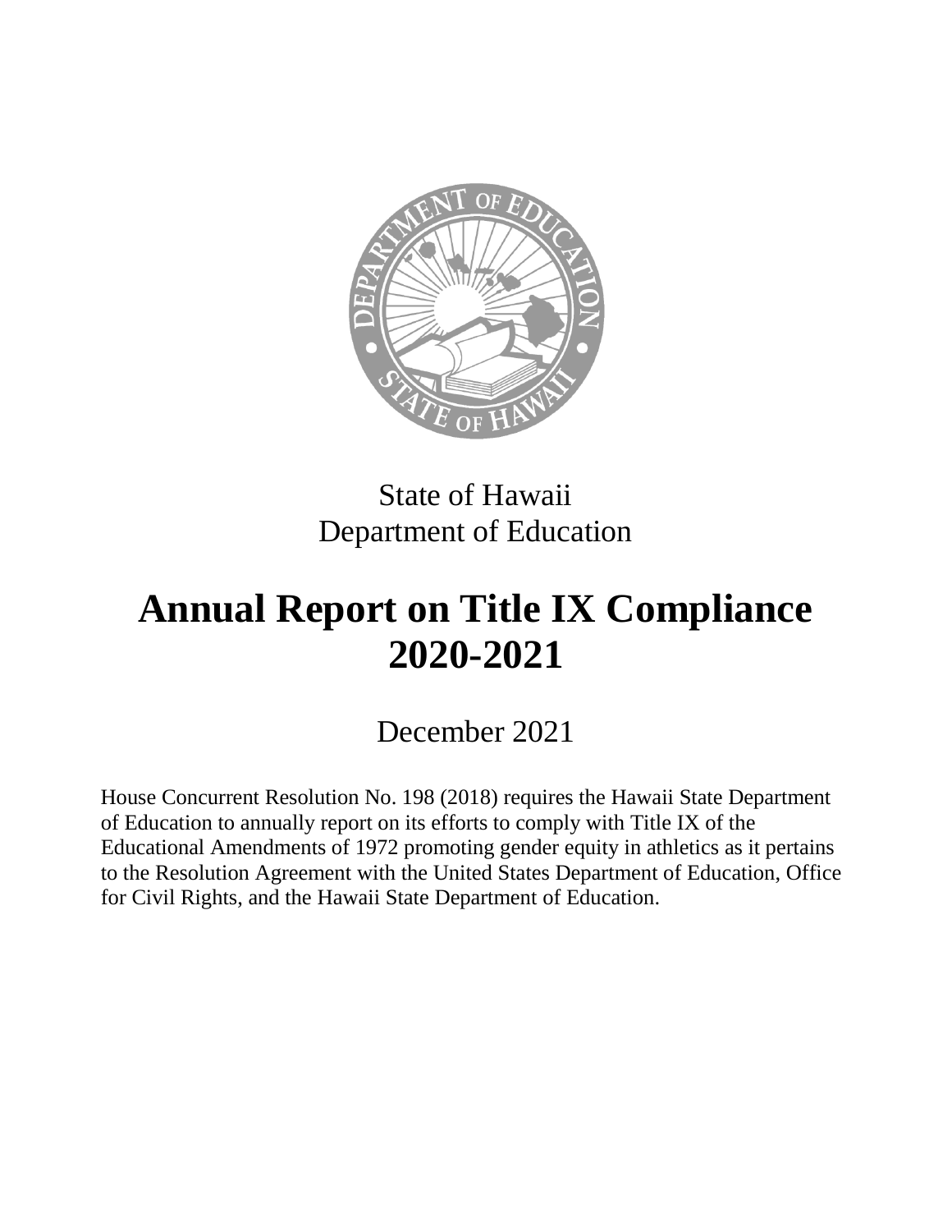State of Hawaii
Department of Education

# Annual Report on Title IX Compliance 2020-2021

December 2021

House Concurrent Resolution No. 198 (2018) requires the Hawaii State Department of Education to annually report on its efforts to comply with Title IX of the Educational Amendments of 1972 promoting gender equity in athletics as it pertains to the Resolution Agreement with the United States Department of Education, Office for Civil Rights, and the Hawaii State Department of Education.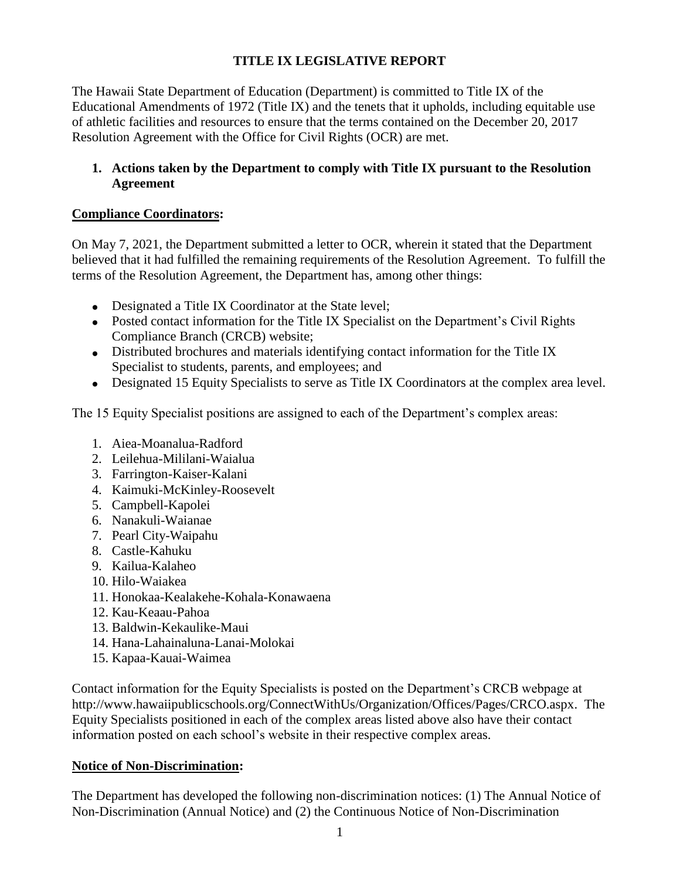# TITLE IX LEGISLATIVE REPORT

The Hawaii State Department of Education (Department) is committed to Title IX of the Educational Amendments of 1972 (Title IX) and the tenets that it upholds, including equitable use of athletic facilities and resources to ensure that the terms contained on the December 20, 2017 Resolution Agreement with the Office for Civil Rights (OCR) are met.

## 1. Actions taken by the Department to comply with Title IX pursuant to the Resolution Agreement

### Compliance Coordinators:

On May 7, 2021, the Department submitted a letter to OCR, wherein it stated that the Department believed that it had fulfilled the remaining requirements of the Resolution Agreement. To fulfill the terms of the Resolution Agreement, the Department has, among other things:

- Designated a Title IX Coordinator at the State level;
- Posted contact information for the Title IX Specialist on the Department's Civil Rights Compliance Branch (CRCB) website;
- Distributed brochures and materials identifying contact information for the Title IX Specialist to students, parents, and employees; and
- Designated 15 Equity Specialists to serve as Title IX Coordinators at the complex area level.

The 15 Equity Specialist positions are assigned to each of the Department's complex areas:

1. Aiea-Moanalua-Radford
2. Leilehua-Mililani-Waialua
3. Farrington-Kaiser-Kalani
4. Kaimuki-McKinley-Roosevelt
5. Campbell-Kapolei
6. Nanakuli-Waianae
7. Pearl City-Waipahu
8. Castle-Kahuku
9. Kailua-Kalaheo
10. Hilo-Waiakea
11. Honokaa-Kealakehe-Kohala-Konawaena
12. Kau-Keaau-Pahoa
13. Baldwin-Kekaulike-Maui
14. Hana-Lahainaluna-Lanai-Molokai
15. Kapaa-Kauai-Waimea

Contact information for the Equity Specialists is posted on the Department's CRCB webpage at http://www.hawaiipublicschools.org/ConnectWithUs/Organization/Offices/Pages/CRCO.aspx. The Equity Specialists positioned in each of the complex areas listed above also have their contact information posted on each school's website in their respective complex areas.

### Notice of Non-Discrimination:

The Department has developed the following non-discrimination notices: (1) The Annual Notice of Non-Discrimination (Annual Notice) and (2) the Continuous Notice of Non-Discrimination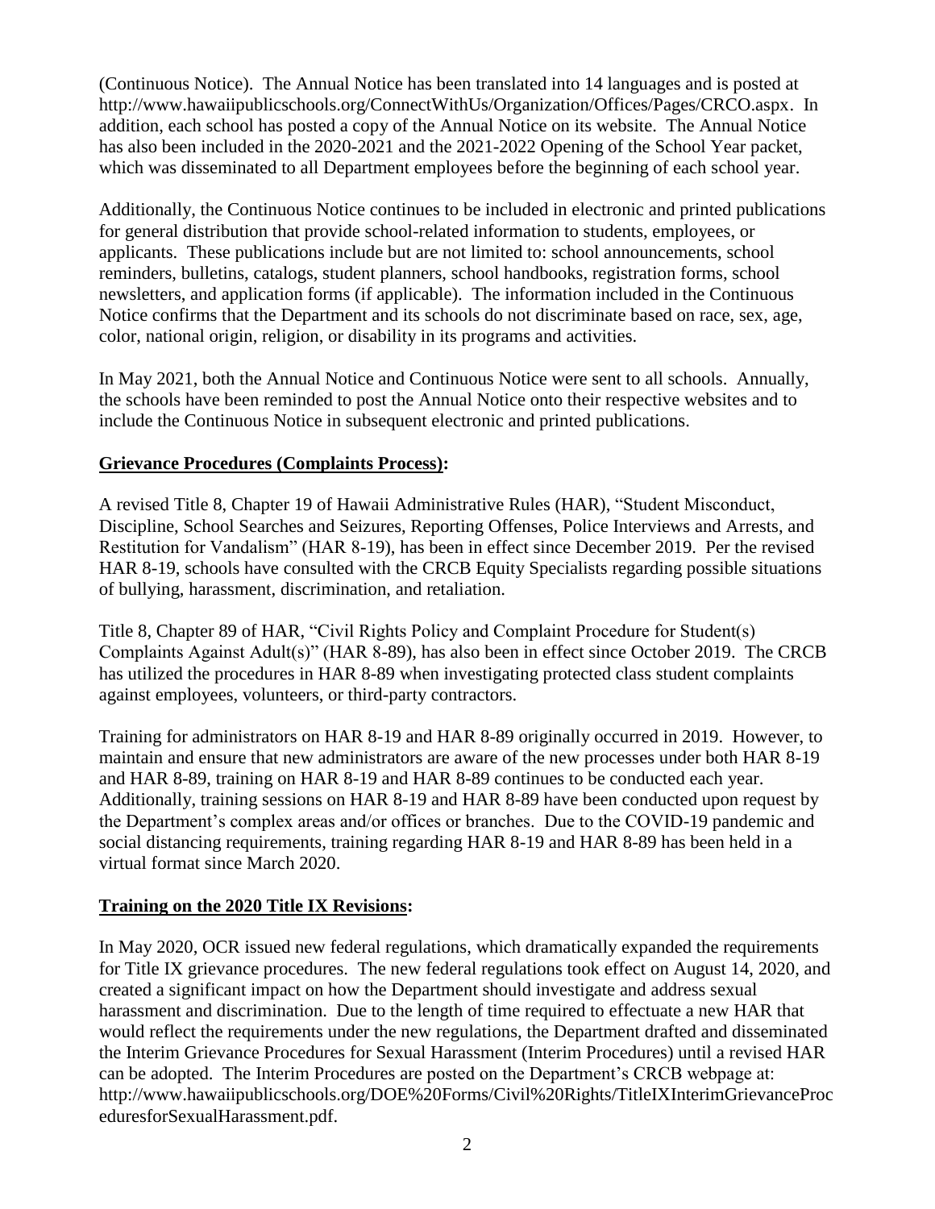(Continuous Notice). The Annual Notice has been translated into 14 languages and is posted at http://www.hawaiipublicschools.org/ConnectWithUs/Organization/Offices/Pages/CRCO.aspx. In addition, each school has posted a copy of the Annual Notice on its website. The Annual Notice has also been included in the 2020-2021 and the 2021-2022 Opening of the School Year packet, which was disseminated to all Department employees before the beginning of each school year.

Additionally, the Continuous Notice continues to be included in electronic and printed publications for general distribution that provide school-related information to students, employees, or applicants. These publications include but are not limited to: school announcements, school reminders, bulletins, catalogs, student planners, school handbooks, registration forms, school newsletters, and application forms (if applicable). The information included in the Continuous Notice confirms that the Department and its schools do not discriminate based on race, sex, age, color, national origin, religion, or disability in its programs and activities.

In May 2021, both the Annual Notice and Continuous Notice were sent to all schools. Annually, the schools have been reminded to post the Annual Notice onto their respective websites and to include the Continuous Notice in subsequent electronic and printed publications.

**Grievance Procedures (Complaints Process):**

A revised Title 8, Chapter 19 of Hawaii Administrative Rules (HAR), "Student Misconduct, Discipline, School Searches and Seizures, Reporting Offenses, Police Interviews and Arrests, and Restitution for Vandalism" (HAR 8-19), has been in effect since December 2019. Per the revised HAR 8-19, schools have consulted with the CRCB Equity Specialists regarding possible situations of bullying, harassment, discrimination, and retaliation.

Title 8, Chapter 89 of HAR, "Civil Rights Policy and Complaint Procedure for Student(s) Complaints Against Adult(s)" (HAR 8-89), has also been in effect since October 2019. The CRCB has utilized the procedures in HAR 8-89 when investigating protected class student complaints against employees, volunteers, or third-party contractors.

Training for administrators on HAR 8-19 and HAR 8-89 originally occurred in 2019. However, to maintain and ensure that new administrators are aware of the new processes under both HAR 8-19 and HAR 8-89, training on HAR 8-19 and HAR 8-89 continues to be conducted each year. Additionally, training sessions on HAR 8-19 and HAR 8-89 have been conducted upon request by the Department's complex areas and/or offices or branches. Due to the COVID-19 pandemic and social distancing requirements, training regarding HAR 8-19 and HAR 8-89 has been held in a virtual format since March 2020.

**Training on the 2020 Title IX Revisions:**

In May 2020, OCR issued new federal regulations, which dramatically expanded the requirements for Title IX grievance procedures. The new federal regulations took effect on August 14, 2020, and created a significant impact on how the Department should investigate and address sexual harassment and discrimination. Due to the length of time required to effectuate a new HAR that would reflect the requirements under the new regulations, the Department drafted and disseminated the Interim Grievance Procedures for Sexual Harassment (Interim Procedures) until a revised HAR can be adopted. The Interim Procedures are posted on the Department's CRCB webpage at: http://www.hawaiipublicschools.org/DOE%20Forms/Civil%20Rights/TitleIXInterimGrievanceProceduresforSexualHarassment.pdf.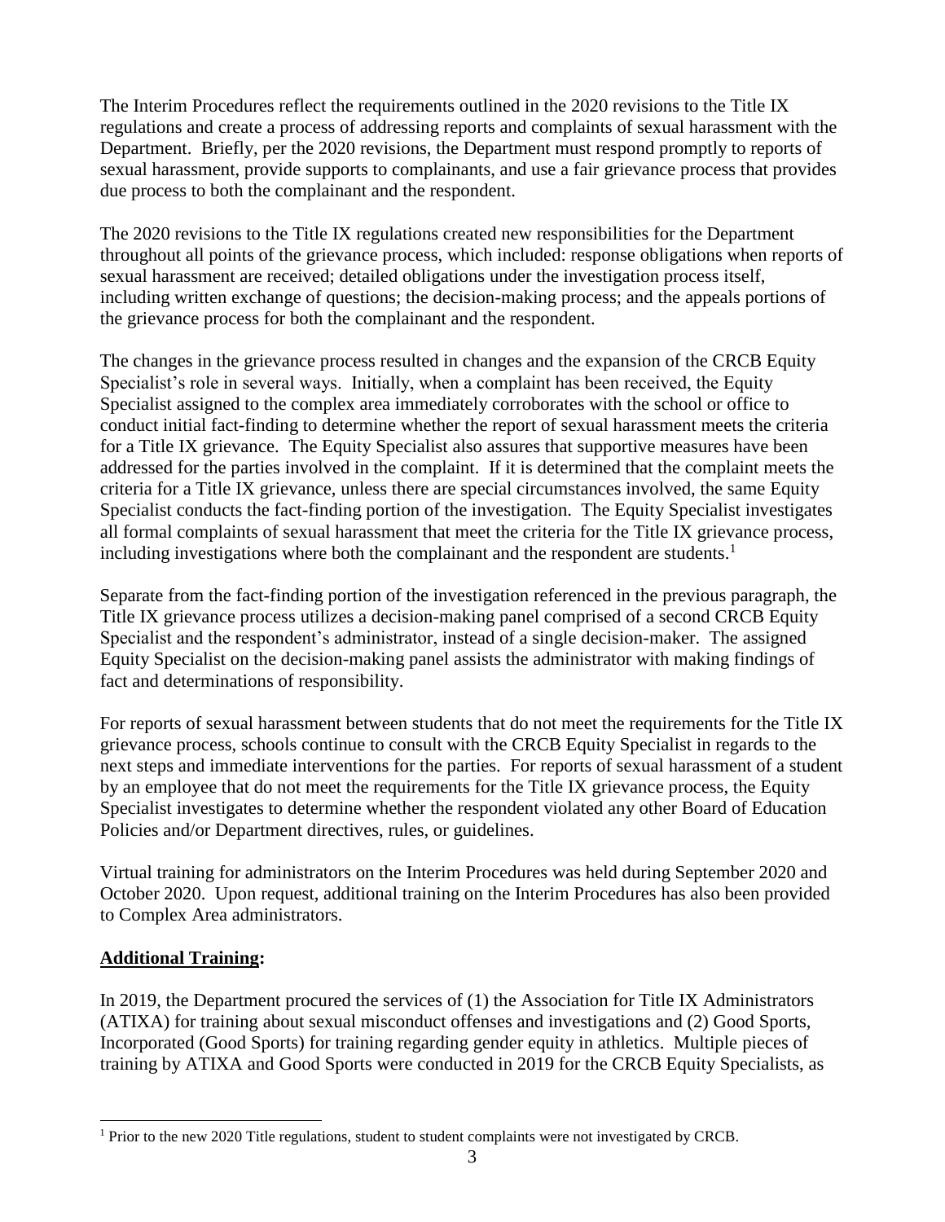The Interim Procedures reflect the requirements outlined in the 2020 revisions to the Title IX regulations and create a process of addressing reports and complaints of sexual harassment with the Department. Briefly, per the 2020 revisions, the Department must respond promptly to reports of sexual harassment, provide supports to complainants, and use a fair grievance process that provides due process to both the complainant and the respondent.

The 2020 revisions to the Title IX regulations created new responsibilities for the Department throughout all points of the grievance process, which included: response obligations when reports of sexual harassment are received; detailed obligations under the investigation process itself, including written exchange of questions; the decision-making process; and the appeals portions of the grievance process for both the complainant and the respondent.

The changes in the grievance process resulted in changes and the expansion of the CRCB Equity Specialist's role in several ways. Initially, when a complaint has been received, the Equity Specialist assigned to the complex area immediately corroborates with the school or office to conduct initial fact-finding to determine whether the report of sexual harassment meets the criteria for a Title IX grievance. The Equity Specialist also assures that supportive measures have been addressed for the parties involved in the complaint. If it is determined that the complaint meets the criteria for a Title IX grievance, unless there are special circumstances involved, the same Equity Specialist conducts the fact-finding portion of the investigation. The Equity Specialist investigates all formal complaints of sexual harassment that meet the criteria for the Title IX grievance process, including investigations where both the complainant and the respondent are students.[1]

Separate from the fact-finding portion of the investigation referenced in the previous paragraph, the Title IX grievance process utilizes a decision-making panel comprised of a second CRCB Equity Specialist and the respondent's administrator, instead of a single decision-maker. The assigned Equity Specialist on the decision-making panel assists the administrator with making findings of fact and determinations of responsibility.

For reports of sexual harassment between students that do not meet the requirements for the Title IX grievance process, schools continue to consult with the CRCB Equity Specialist in regards to the next steps and immediate interventions for the parties. For reports of sexual harassment of a student by an employee that do not meet the requirements for the Title IX grievance process, the Equity Specialist investigates to determine whether the respondent violated any other Board of Education Policies and/or Department directives, rules, or guidelines.

Virtual training for administrators on the Interim Procedures was held during September 2020 and October 2020. Upon request, additional training on the Interim Procedures has also been provided to Complex Area administrators.

**Additional Training:**

In 2019, the Department procured the services of (1) the Association for Title IX Administrators (ATIXA) for training about sexual misconduct offenses and investigations and (2) Good Sports, Incorporated (Good Sports) for training regarding gender equity in athletics. Multiple pieces of training by ATIXA and Good Sports were conducted in 2019 for the CRCB Equity Specialists, as

[1] Prior to the new 2020 Title regulations, student to student complaints were not investigated by CRCB.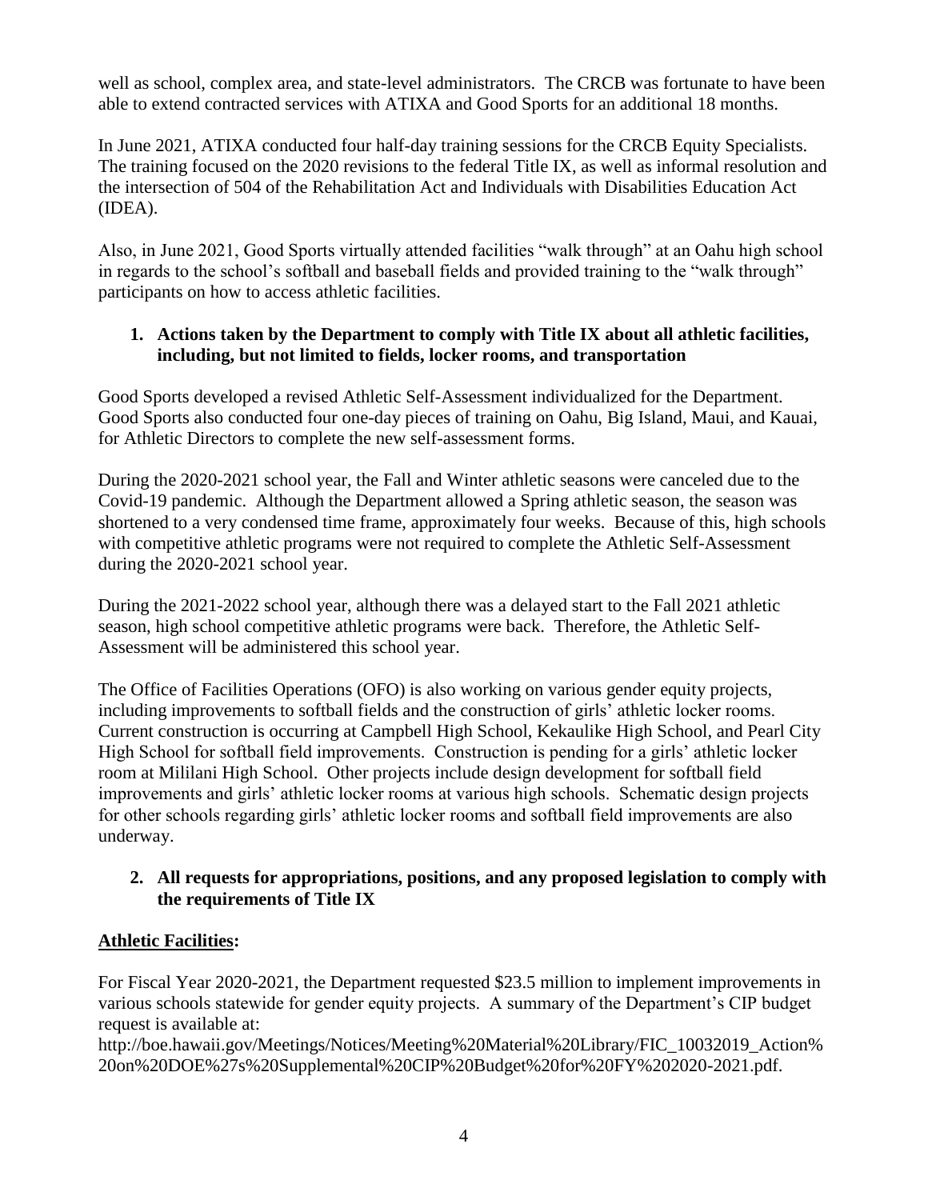well as school, complex area, and state-level administrators. The CRCB was fortunate to have been able to extend contracted services with ATIXA and Good Sports for an additional 18 months.

In June 2021, ATIXA conducted four half-day training sessions for the CRCB Equity Specialists. The training focused on the 2020 revisions to the federal Title IX, as well as informal resolution and the intersection of 504 of the Rehabilitation Act and Individuals with Disabilities Education Act (IDEA).

Also, in June 2021, Good Sports virtually attended facilities "walk through" at an Oahu high school in regards to the school's softball and baseball fields and provided training to the "walk through" participants on how to access athletic facilities.

1. **Actions taken by the Department to comply with Title IX about all athletic facilities, including, but not limited to fields, locker rooms, and transportation**

Good Sports developed a revised Athletic Self-Assessment individualized for the Department. Good Sports also conducted four one-day pieces of training on Oahu, Big Island, Maui, and Kauai, for Athletic Directors to complete the new self-assessment forms.

During the 2020-2021 school year, the Fall and Winter athletic seasons were canceled due to the Covid-19 pandemic. Although the Department allowed a Spring athletic season, the season was shortened to a very condensed time frame, approximately four weeks. Because of this, high schools with competitive athletic programs were not required to complete the Athletic Self-Assessment during the 2020-2021 school year.

During the 2021-2022 school year, although there was a delayed start to the Fall 2021 athletic season, high school competitive athletic programs were back. Therefore, the Athletic Self-Assessment will be administered this school year.

The Office of Facilities Operations (OFO) is also working on various gender equity projects, including improvements to softball fields and the construction of girls' athletic locker rooms. Current construction is occurring at Campbell High School, Kekaulike High School, and Pearl City High School for softball field improvements. Construction is pending for a girls' athletic locker room at Mililani High School. Other projects include design development for softball field improvements and girls' athletic locker rooms at various high schools. Schematic design projects for other schools regarding girls' athletic locker rooms and softball field improvements are also underway.

2. **All requests for appropriations, positions, and any proposed legislation to comply with the requirements of Title IX**

**<u>Athletic Facilities</u>:**

For Fiscal Year 2020-2021, the Department requested $23.5 million to implement improvements in various schools statewide for gender equity projects. A summary of the Department's CIP budget request is available at:
http://boe.hawaii.gov/Meetings/Notices/Meeting%20Material%20Library/FIC_10032019_Action%20on%20DOE%27s%20Supplemental%20CIP%20Budget%20for%20FY%202020-2021.pdf.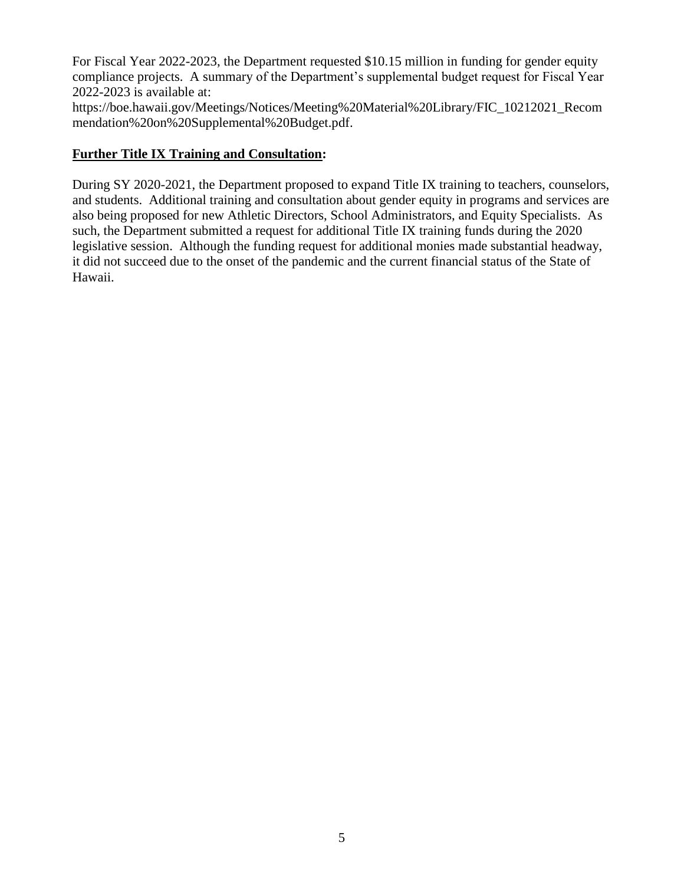For Fiscal Year 2022-2023, the Department requested $10.15 million in funding for gender equity compliance projects. A summary of the Department's supplemental budget request for Fiscal Year 2022-2023 is available at:
https://boe.hawaii.gov/Meetings/Notices/Meeting%20Material%20Library/FIC_10212021_Recommendation%20on%20Supplemental%20Budget.pdf.

**Further Title IX Training and Consultation:**

During SY 2020-2021, the Department proposed to expand Title IX training to teachers, counselors, and students. Additional training and consultation about gender equity in programs and services are also being proposed for new Athletic Directors, School Administrators, and Equity Specialists. As such, the Department submitted a request for additional Title IX training funds during the 2020 legislative session. Although the funding request for additional monies made substantial headway, it did not succeed due to the onset of the pandemic and the current financial status of the State of Hawaii.